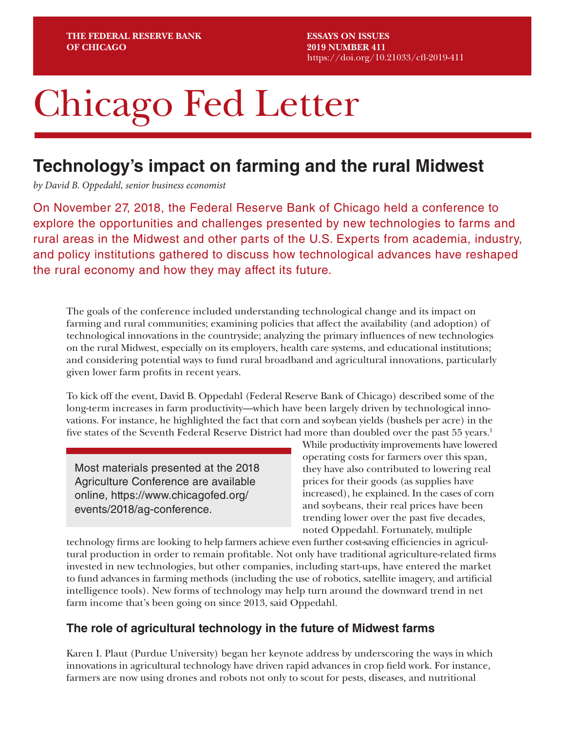THE FEDERAL RESERVE BANK OF CHICAGO

ESSAYS ON ISSUES
2019 NUMBER 411
https://doi.org/10.21033/cfl-2019-411

# Chicago Fed Letter

## Technology's impact on farming and the rural Midwest

*by David B. Oppedahl, senior business economist*

On November 27, 2018, the Federal Reserve Bank of Chicago held a conference to explore the opportunities and challenges presented by new technologies to farms and rural areas in the Midwest and other parts of the U.S. Experts from academia, industry, and policy institutions gathered to discuss how technological advances have reshaped the rural economy and how they may affect its future.

The goals of the conference included understanding technological change and its impact on farming and rural communities; examining policies that affect the availability (and adoption) of technological innovations in the countryside; analyzing the primary influences of new technologies on the rural Midwest, especially on its employers, health care systems, and educational institutions; and considering potential ways to fund rural broadband and agricultural innovations, particularly given lower farm profits in recent years.

To kick off the event, David B. Oppedahl (Federal Reserve Bank of Chicago) described some of the long-term increases in farm productivity—which have been largely driven by technological innovations. For instance, he highlighted the fact that corn and soybean yields (bushels per acre) in the five states of the Seventh Federal Reserve District had more than doubled over the past 55 years.[1] While productivity improvements have lowered operating costs for farmers over this span, they have also contributed to lowering real prices for their goods (as supplies have increased), he explained. In the cases of corn and soybeans, their real prices have been trending lower over the past five decades, noted Oppedahl. Fortunately, multiple technology firms are looking to help farmers achieve even further cost-saving efficiencies in agricultural production in order to remain profitable. Not only have traditional agriculture-related firms invested in new technologies, but other companies, including start-ups, have entered the market to fund advances in farming methods (including the use of robotics, satellite imagery, and artificial intelligence tools). New forms of technology may help turn around the downward trend in net farm income that's been going on since 2013, said Oppedahl.

> Most materials presented at the 2018 Agriculture Conference are available online, https://www.chicagofed.org/events/2018/ag-conference.

### The role of agricultural technology in the future of Midwest farms

Karen I. Plaut (Purdue University) began her keynote address by underscoring the ways in which innovations in agricultural technology have driven rapid advances in crop field work. For instance, farmers are now using drones and robots not only to scout for pests, diseases, and nutritional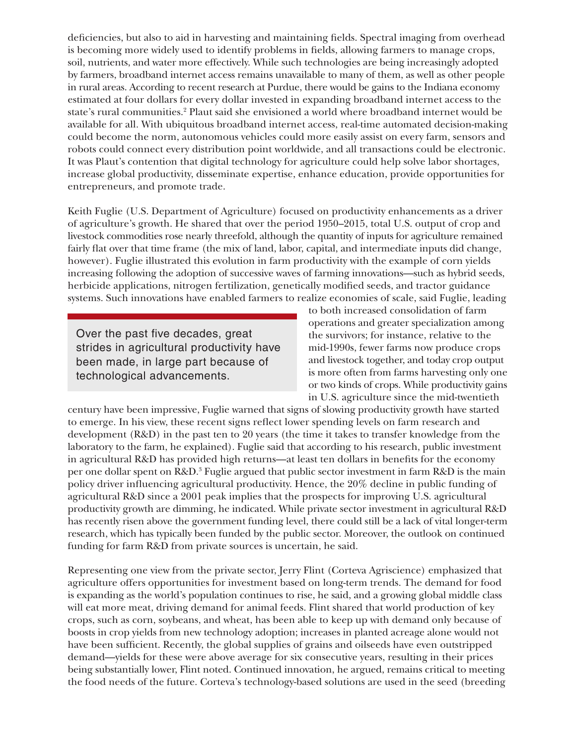deficiencies, but also to aid in harvesting and maintaining fields. Spectral imaging from overhead is becoming more widely used to identify problems in fields, allowing farmers to manage crops, soil, nutrients, and water more effectively. While such technologies are being increasingly adopted by farmers, broadband internet access remains unavailable to many of them, as well as other people in rural areas. According to recent research at Purdue, there would be gains to the Indiana economy estimated at four dollars for every dollar invested in expanding broadband internet access to the state's rural communities.[2] Plaut said she envisioned a world where broadband internet would be available for all. With ubiquitous broadband internet access, real-time automated decision-making could become the norm, autonomous vehicles could more easily assist on every farm, sensors and robots could connect every distribution point worldwide, and all transactions could be electronic. It was Plaut's contention that digital technology for agriculture could help solve labor shortages, increase global productivity, disseminate expertise, enhance education, provide opportunities for entrepreneurs, and promote trade.

Keith Fuglie (U.S. Department of Agriculture) focused on productivity enhancements as a driver of agriculture's growth. He shared that over the period 1950–2015, total U.S. output of crop and livestock commodities rose nearly threefold, although the quantity of inputs for agriculture remained fairly flat over that time frame (the mix of land, labor, capital, and intermediate inputs did change, however). Fuglie illustrated this evolution in farm productivity with the example of corn yields increasing following the adoption of successive waves of farming innovations—such as hybrid seeds, herbicide applications, nitrogen fertilization, genetically modified seeds, and tractor guidance systems. Such innovations have enabled farmers to realize economies of scale, said Fuglie, leading to both increased consolidation of farm operations and greater specialization among the survivors; for instance, relative to the mid-1990s, fewer farms now produce crops and livestock together, and today crop output is more often from farms harvesting only one or two kinds of crops. While productivity gains in U.S. agriculture since the mid-twentieth century have been impressive, Fuglie warned that signs of slowing productivity growth have started to emerge. In his view, these recent signs reflect lower spending levels on farm research and development (R&D) in the past ten to 20 years (the time it takes to transfer knowledge from the laboratory to the farm, he explained). Fuglie said that according to his research, public investment in agricultural R&D has provided high returns—at least ten dollars in benefits for the economy per one dollar spent on R&D.[3] Fuglie argued that public sector investment in farm R&D is the main policy driver influencing agricultural productivity. Hence, the 20% decline in public funding of agricultural R&D since a 2001 peak implies that the prospects for improving U.S. agricultural productivity growth are dimming, he indicated. While private sector investment in agricultural R&D has recently risen above the government funding level, there could still be a lack of vital longer-term research, which has typically been funded by the public sector. Moreover, the outlook on continued funding for farm R&D from private sources is uncertain, he said.

> Over the past five decades, great strides in agricultural productivity have been made, in large part because of technological advancements.

Representing one view from the private sector, Jerry Flint (Corteva Agriscience) emphasized that agriculture offers opportunities for investment based on long-term trends. The demand for food is expanding as the world's population continues to rise, he said, and a growing global middle class will eat more meat, driving demand for animal feeds. Flint shared that world production of key crops, such as corn, soybeans, and wheat, has been able to keep up with demand only because of boosts in crop yields from new technology adoption; increases in planted acreage alone would not have been sufficient. Recently, the global supplies of grains and oilseeds have even outstripped demand—yields for these were above average for six consecutive years, resulting in their prices being substantially lower, Flint noted. Continued innovation, he argued, remains critical to meeting the food needs of the future. Corteva's technology-based solutions are used in the seed (breeding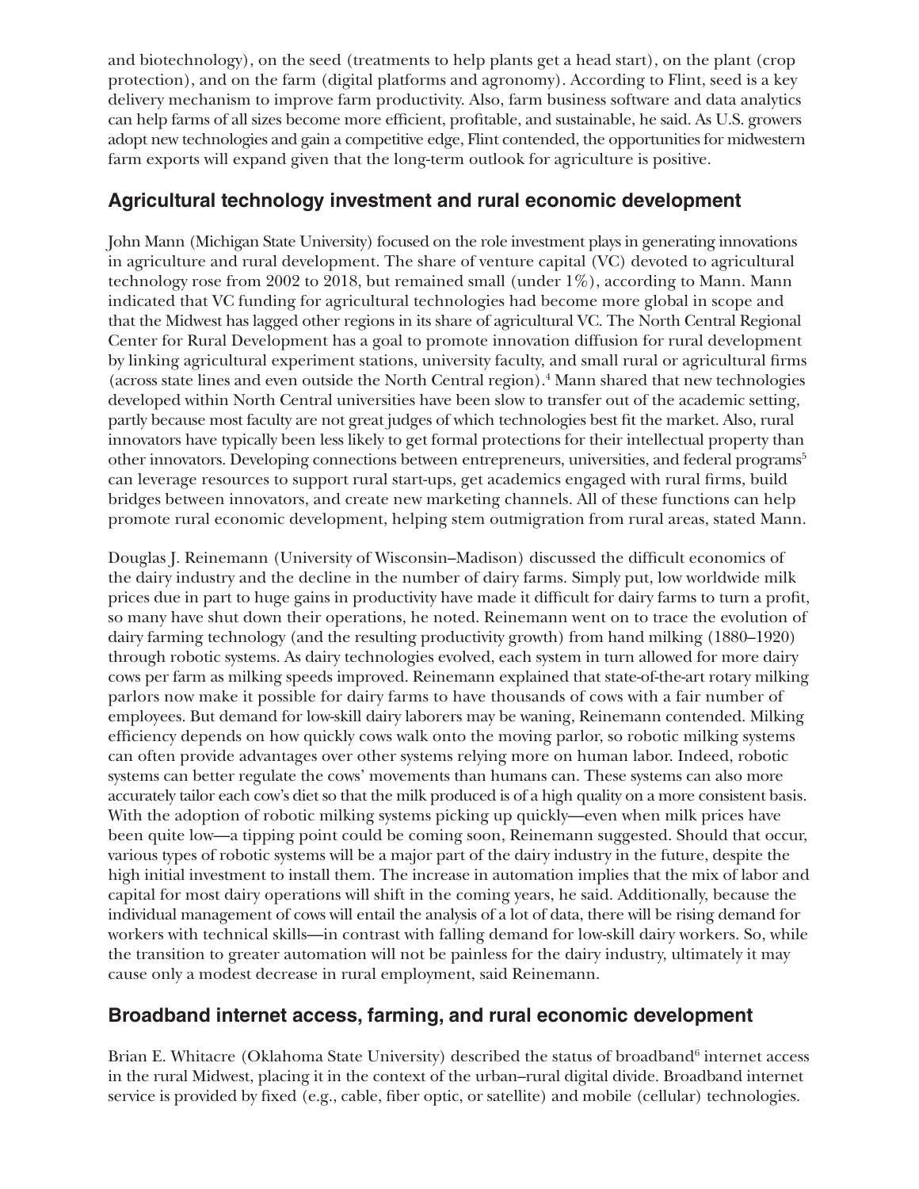and biotechnology), on the seed (treatments to help plants get a head start), on the plant (crop protection), and on the farm (digital platforms and agronomy). According to Flint, seed is a key delivery mechanism to improve farm productivity. Also, farm business software and data analytics can help farms of all sizes become more efficient, profitable, and sustainable, he said. As U.S. growers adopt new technologies and gain a competitive edge, Flint contended, the opportunities for midwestern farm exports will expand given that the long-term outlook for agriculture is positive.

## Agricultural technology investment and rural economic development

John Mann (Michigan State University) focused on the role investment plays in generating innovations in agriculture and rural development. The share of venture capital (VC) devoted to agricultural technology rose from 2002 to 2018, but remained small (under 1%), according to Mann. Mann indicated that VC funding for agricultural technologies had become more global in scope and that the Midwest has lagged other regions in its share of agricultural VC. The North Central Regional Center for Rural Development has a goal to promote innovation diffusion for rural development by linking agricultural experiment stations, university faculty, and small rural or agricultural firms (across state lines and even outside the North Central region).[4] Mann shared that new technologies developed within North Central universities have been slow to transfer out of the academic setting, partly because most faculty are not great judges of which technologies best fit the market. Also, rural innovators have typically been less likely to get formal protections for their intellectual property than other innovators. Developing connections between entrepreneurs, universities, and federal programs[5] can leverage resources to support rural start-ups, get academics engaged with rural firms, build bridges between innovators, and create new marketing channels. All of these functions can help promote rural economic development, helping stem outmigration from rural areas, stated Mann.

Douglas J. Reinemann (University of Wisconsin–Madison) discussed the difficult economics of the dairy industry and the decline in the number of dairy farms. Simply put, low worldwide milk prices due in part to huge gains in productivity have made it difficult for dairy farms to turn a profit, so many have shut down their operations, he noted. Reinemann went on to trace the evolution of dairy farming technology (and the resulting productivity growth) from hand milking (1880–1920) through robotic systems. As dairy technologies evolved, each system in turn allowed for more dairy cows per farm as milking speeds improved. Reinemann explained that state-of-the-art rotary milking parlors now make it possible for dairy farms to have thousands of cows with a fair number of employees. But demand for low-skill dairy laborers may be waning, Reinemann contended. Milking efficiency depends on how quickly cows walk onto the moving parlor, so robotic milking systems can often provide advantages over other systems relying more on human labor. Indeed, robotic systems can better regulate the cows' movements than humans can. These systems can also more accurately tailor each cow's diet so that the milk produced is of a high quality on a more consistent basis. With the adoption of robotic milking systems picking up quickly—even when milk prices have been quite low—a tipping point could be coming soon, Reinemann suggested. Should that occur, various types of robotic systems will be a major part of the dairy industry in the future, despite the high initial investment to install them. The increase in automation implies that the mix of labor and capital for most dairy operations will shift in the coming years, he said. Additionally, because the individual management of cows will entail the analysis of a lot of data, there will be rising demand for workers with technical skills—in contrast with falling demand for low-skill dairy workers. So, while the transition to greater automation will not be painless for the dairy industry, ultimately it may cause only a modest decrease in rural employment, said Reinemann.

## Broadband internet access, farming, and rural economic development

Brian E. Whitacre (Oklahoma State University) described the status of broadband[6] internet access in the rural Midwest, placing it in the context of the urban–rural digital divide. Broadband internet service is provided by fixed (e.g., cable, fiber optic, or satellite) and mobile (cellular) technologies.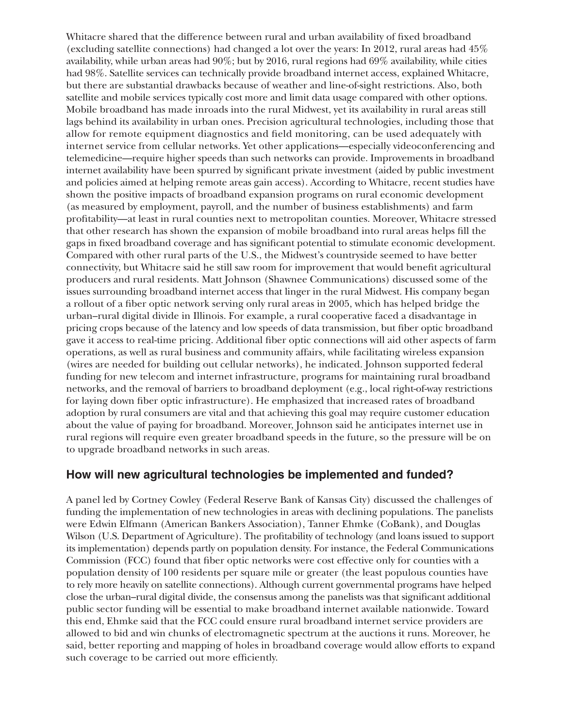Whitacre shared that the difference between rural and urban availability of fixed broadband (excluding satellite connections) had changed a lot over the years: In 2012, rural areas had 45% availability, while urban areas had 90%; but by 2016, rural regions had 69% availability, while cities had 98%. Satellite services can technically provide broadband internet access, explained Whitacre, but there are substantial drawbacks because of weather and line-of-sight restrictions. Also, both satellite and mobile services typically cost more and limit data usage compared with other options. Mobile broadband has made inroads into the rural Midwest, yet its availability in rural areas still lags behind its availability in urban ones. Precision agricultural technologies, including those that allow for remote equipment diagnostics and field monitoring, can be used adequately with internet service from cellular networks. Yet other applications—especially videoconferencing and telemedicine—require higher speeds than such networks can provide. Improvements in broadband internet availability have been spurred by significant private investment (aided by public investment and policies aimed at helping remote areas gain access). According to Whitacre, recent studies have shown the positive impacts of broadband expansion programs on rural economic development (as measured by employment, payroll, and the number of business establishments) and farm profitability—at least in rural counties next to metropolitan counties. Moreover, Whitacre stressed that other research has shown the expansion of mobile broadband into rural areas helps fill the gaps in fixed broadband coverage and has significant potential to stimulate economic development. Compared with other rural parts of the U.S., the Midwest's countryside seemed to have better connectivity, but Whitacre said he still saw room for improvement that would benefit agricultural producers and rural residents. Matt Johnson (Shawnee Communications) discussed some of the issues surrounding broadband internet access that linger in the rural Midwest. His company began a rollout of a fiber optic network serving only rural areas in 2005, which has helped bridge the urban–rural digital divide in Illinois. For example, a rural cooperative faced a disadvantage in pricing crops because of the latency and low speeds of data transmission, but fiber optic broadband gave it access to real-time pricing. Additional fiber optic connections will aid other aspects of farm operations, as well as rural business and community affairs, while facilitating wireless expansion (wires are needed for building out cellular networks), he indicated. Johnson supported federal funding for new telecom and internet infrastructure, programs for maintaining rural broadband networks, and the removal of barriers to broadband deployment (e.g., local right-of-way restrictions for laying down fiber optic infrastructure). He emphasized that increased rates of broadband adoption by rural consumers are vital and that achieving this goal may require customer education about the value of paying for broadband. Moreover, Johnson said he anticipates internet use in rural regions will require even greater broadband speeds in the future, so the pressure will be on to upgrade broadband networks in such areas.

## How will new agricultural technologies be implemented and funded?

A panel led by Cortney Cowley (Federal Reserve Bank of Kansas City) discussed the challenges of funding the implementation of new technologies in areas with declining populations. The panelists were Edwin Elfmann (American Bankers Association), Tanner Ehmke (CoBank), and Douglas Wilson (U.S. Department of Agriculture). The profitability of technology (and loans issued to support its implementation) depends partly on population density. For instance, the Federal Communications Commission (FCC) found that fiber optic networks were cost effective only for counties with a population density of 100 residents per square mile or greater (the least populous counties have to rely more heavily on satellite connections). Although current governmental programs have helped close the urban–rural digital divide, the consensus among the panelists was that significant additional public sector funding will be essential to make broadband internet available nationwide. Toward this end, Ehmke said that the FCC could ensure rural broadband internet service providers are allowed to bid and win chunks of electromagnetic spectrum at the auctions it runs. Moreover, he said, better reporting and mapping of holes in broadband coverage would allow efforts to expand such coverage to be carried out more efficiently.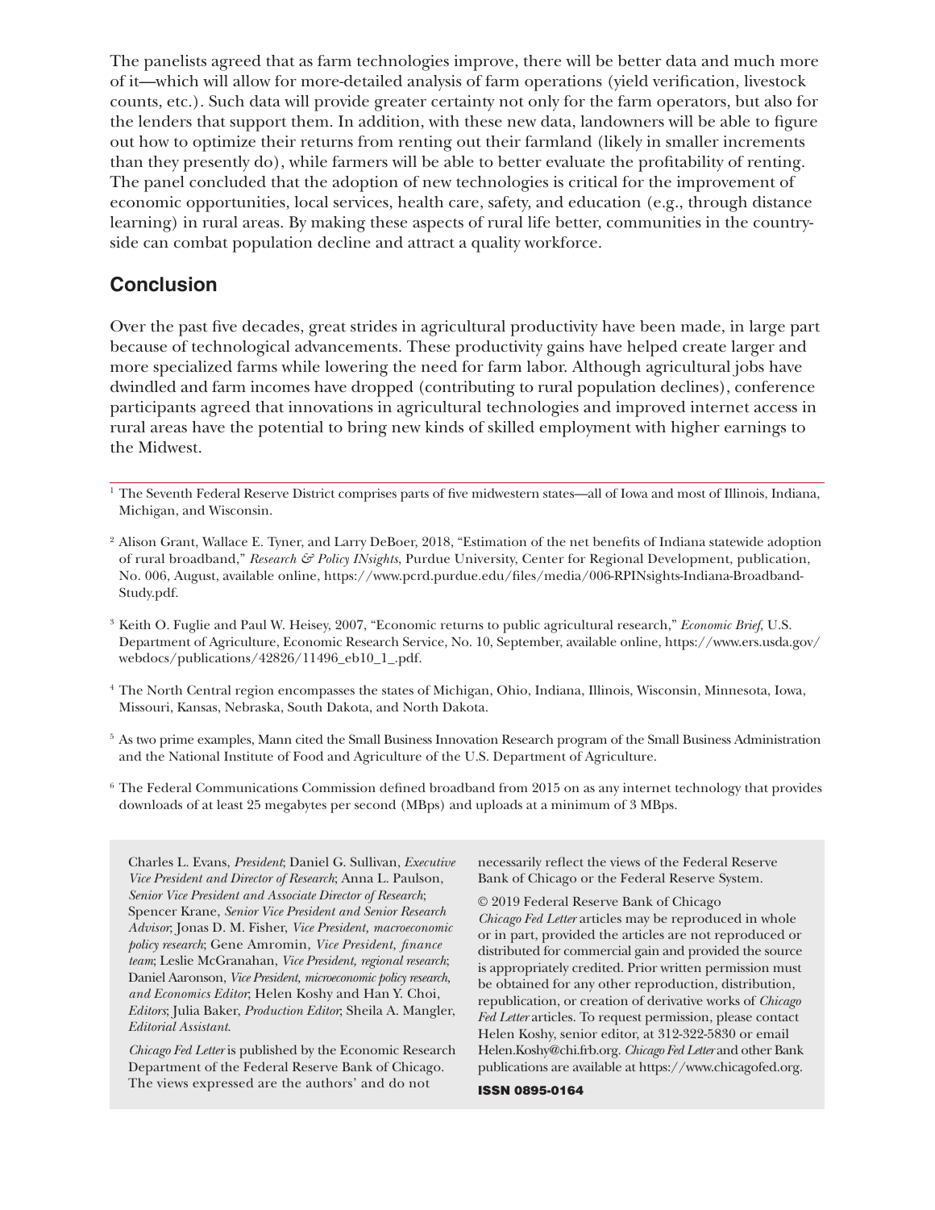The panelists agreed that as farm technologies improve, there will be better data and much more of it—which will allow for more-detailed analysis of farm operations (yield verification, livestock counts, etc.). Such data will provide greater certainty not only for the farm operators, but also for the lenders that support them. In addition, with these new data, landowners will be able to figure out how to optimize their returns from renting out their farmland (likely in smaller increments than they presently do), while farmers will be able to better evaluate the profitability of renting. The panel concluded that the adoption of new technologies is critical for the improvement of economic opportunities, local services, health care, safety, and education (e.g., through distance learning) in rural areas. By making these aspects of rural life better, communities in the countryside can combat population decline and attract a quality workforce.

## Conclusion

Over the past five decades, great strides in agricultural productivity have been made, in large part because of technological advancements. These productivity gains have helped create larger and more specialized farms while lowering the need for farm labor. Although agricultural jobs have dwindled and farm incomes have dropped (contributing to rural population declines), conference participants agreed that innovations in agricultural technologies and improved internet access in rural areas have the potential to bring new kinds of skilled employment with higher earnings to the Midwest.

---

[1] The Seventh Federal Reserve District comprises parts of five midwestern states—all of Iowa and most of Illinois, Indiana, Michigan, and Wisconsin.

[2] Alison Grant, Wallace E. Tyner, and Larry DeBoer, 2018, "Estimation of the net benefits of Indiana statewide adoption of rural broadband," *Research & Policy INsights*, Purdue University, Center for Regional Development, publication, No. 006, August, available online, https://www.pcrd.purdue.edu/files/media/006-RPINsights-Indiana-Broadband-Study.pdf.

[3] Keith O. Fuglie and Paul W. Heisey, 2007, "Economic returns to public agricultural research," *Economic Brief*, U.S. Department of Agriculture, Economic Research Service, No. 10, September, available online, https://www.ers.usda.gov/webdocs/publications/42826/11496_eb10_1_.pdf.

[4] The North Central region encompasses the states of Michigan, Ohio, Indiana, Illinois, Wisconsin, Minnesota, Iowa, Missouri, Kansas, Nebraska, South Dakota, and North Dakota.

[5] As two prime examples, Mann cited the Small Business Innovation Research program of the Small Business Administration and the National Institute of Food and Agriculture of the U.S. Department of Agriculture.

[6] The Federal Communications Commission defined broadband from 2015 on as any internet technology that provides downloads of at least 25 megabytes per second (MBps) and uploads at a minimum of 3 MBps.

---

Charles L. Evans, *President*; Daniel G. Sullivan, *Executive Vice President and Director of Research*; Anna L. Paulson, *Senior Vice President and Associate Director of Research*; Spencer Krane, *Senior Vice President and Senior Research Advisor*; Jonas D. M. Fisher, *Vice President, macroeconomic policy research*; Gene Amromin, *Vice President, finance team*; Leslie McGranahan, *Vice President, regional research*; Daniel Aaronson, *Vice President, microeconomic policy research, and Economics Editor*; Helen Koshy and Han Y. Choi, *Editors*; Julia Baker, *Production Editor*; Sheila A. Mangler, *Editorial Assistant*.

*Chicago Fed Letter* is published by the Economic Research Department of the Federal Reserve Bank of Chicago. The views expressed are the authors' and do not necessarily reflect the views of the Federal Reserve Bank of Chicago or the Federal Reserve System.

© 2019 Federal Reserve Bank of Chicago
*Chicago Fed Letter* articles may be reproduced in whole or in part, provided the articles are not reproduced or distributed for commercial gain and provided the source is appropriately credited. Prior written permission must be obtained for any other reproduction, distribution, republication, or creation of derivative works of *Chicago Fed Letter* articles. To request permission, please contact Helen Koshy, senior editor, at 312-322-5830 or email Helen.Koshy@chi.frb.org. *Chicago Fed Letter* and other Bank publications are available at https://www.chicagofed.org.

**ISSN 0895-0164**